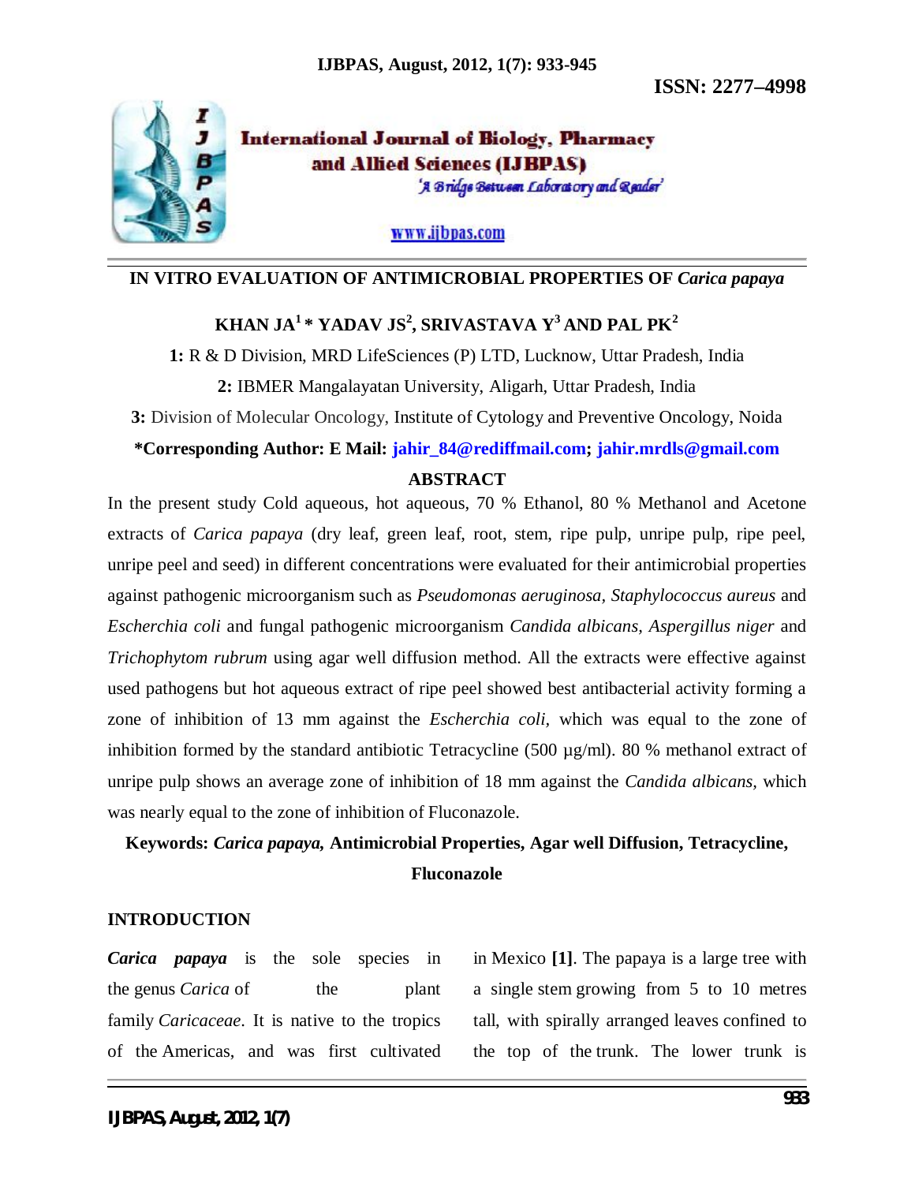# IN VITRO EVALUATION OF ANTIMICROBIAL PROPERTIES OF *Carica papaya*

**KHAN JA[1] * YADAV JS[2], SRIVASTAVA Y[3] AND PAL PK[2]**

**1:** R & D Division, MRD LifeSciences (P) LTD, Lucknow, Uttar Pradesh, India

**2:** IBMER Mangalayatan University, Aligarh, Uttar Pradesh, India

**3:** Division of Molecular Oncology, Institute of Cytology and Preventive Oncology, Noida

**\*Corresponding Author: E Mail: jahir_84@rediffmail.com; jahir.mrdls@gmail.com**

## ABSTRACT

In the present study Cold aqueous, hot aqueous, 70 % Ethanol, 80 % Methanol and Acetone extracts of *Carica papaya* (dry leaf, green leaf, root, stem, ripe pulp, unripe pulp, ripe peel, unripe peel and seed) in different concentrations were evaluated for their antimicrobial properties against pathogenic microorganism such as *Pseudomonas aeruginosa, Staphylococcus aureus* and *Escherchia coli* and fungal pathogenic microorganism *Candida albicans, Aspergillus niger* and *Trichophytom rubrum* using agar well diffusion method. All the extracts were effective against used pathogens but hot aqueous extract of ripe peel showed best antibacterial activity forming a zone of inhibition of 13 mm against the *Escherchia coli,* which was equal to the zone of inhibition formed by the standard antibiotic Tetracycline (500 µg/ml). 80 % methanol extract of unripe pulp shows an average zone of inhibition of 18 mm against the *Candida albicans,* which was nearly equal to the zone of inhibition of Fluconazole.

**Keywords:** ***Carica papaya,*** **Antimicrobial Properties, Agar well Diffusion, Tetracycline, Fluconazole**

## INTRODUCTION

***Carica papaya*** is the sole species in the genus *Carica* of the plant family *Caricaceae*. It is native to the tropics of the Americas, and was first cultivated in Mexico **[1]**. The papaya is a large tree with a single stem growing from 5 to 10 metres tall, with spirally arranged leaves confined to the top of the trunk. The lower trunk is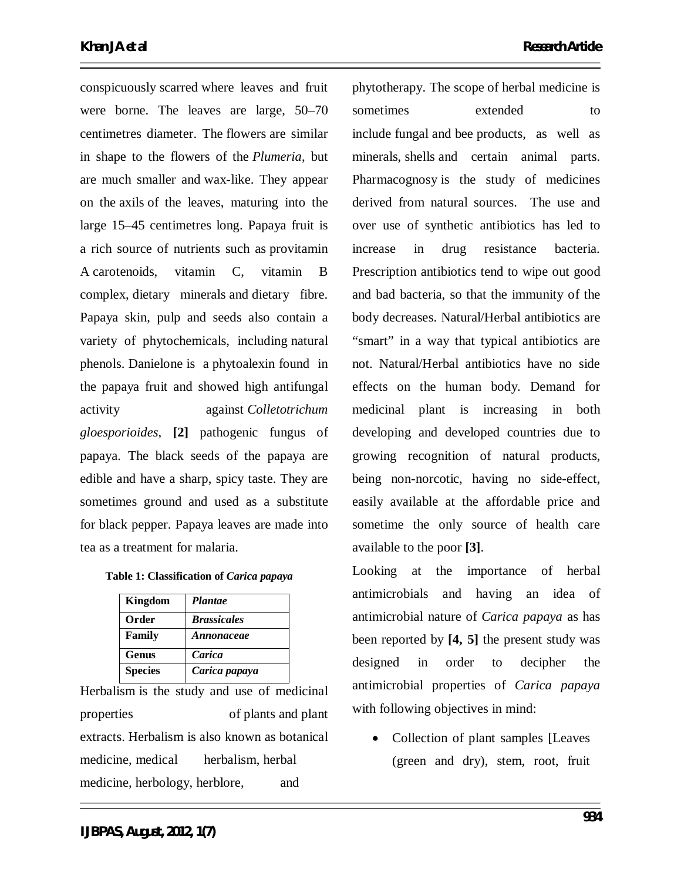conspicuously scarred where leaves and fruit were borne. The leaves are large, 50–70 centimetres diameter. The flowers are similar in shape to the flowers of the *Plumeria*, but are much smaller and wax-like. They appear on the axils of the leaves, maturing into the large 15–45 centimetres long. Papaya fruit is a rich source of nutrients such as provitamin A carotenoids, vitamin C, vitamin B complex, dietary minerals and dietary fibre. Papaya skin, pulp and seeds also contain a variety of phytochemicals, including natural phenols. Danielone is a phytoalexin found in the papaya fruit and showed high antifungal activity against *Colletotrichum gloesporioides*, **[2]** pathogenic fungus of papaya. The black seeds of the papaya are edible and have a sharp, spicy taste. They are sometimes ground and used as a substitute for black pepper. Papaya leaves are made into tea as a treatment for malaria.

**Table 1: Classification of *Carica papaya***

| Kingdom | *Plantae* |
|---|---|
| Order | *Brassicales* |
| Family | *Annonaceae* |
| Genus | *Carica* |
| Species | *Carica papaya* |

Herbalism is the study and use of medicinal properties of plants and plant extracts. Herbalism is also known as botanical medicine, medical herbalism, herbal medicine, herbology, herblore, and phytotherapy. The scope of herbal medicine is sometimes extended to include fungal and bee products, as well as minerals, shells and certain animal parts. Pharmacognosy is the study of medicines derived from natural sources. The use and over use of synthetic antibiotics has led to increase in drug resistance bacteria. Prescription antibiotics tend to wipe out good and bad bacteria, so that the immunity of the body decreases. Natural/Herbal antibiotics are "smart" in a way that typical antibiotics are not. Natural/Herbal antibiotics have no side effects on the human body. Demand for medicinal plant is increasing in both developing and developed countries due to growing recognition of natural products, being non-norcotic, having no side-effect, easily available at the affordable price and sometime the only source of health care available to the poor **[3]**.

Looking at the importance of herbal antimicrobials and having an idea of antimicrobial nature of *Carica papaya* as has been reported by **[4, 5]** the present study was designed in order to decipher the antimicrobial properties of *Carica papaya* with following objectives in mind:

- Collection of plant samples [Leaves (green and dry), stem, root, fruit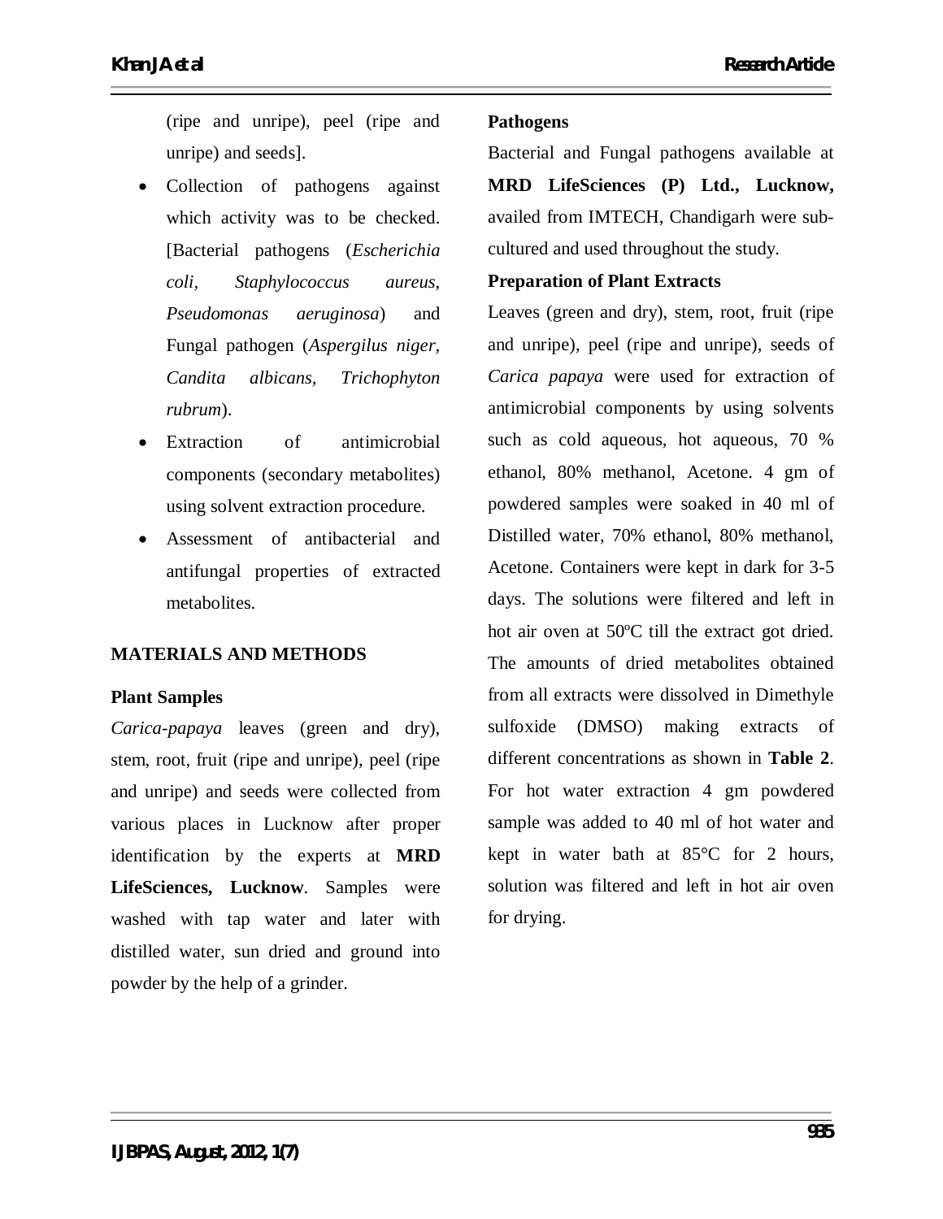(ripe and unripe), peel (ripe and unripe) and seeds].

- Collection of pathogens against which activity was to be checked. [Bacterial pathogens (*Escherichia coli, Staphylococcus aureus, Pseudomonas aeruginosa*) and Fungal pathogen (*Aspergilus niger, Candita albicans, Trichophyton rubrum*).
- Extraction of antimicrobial components (secondary metabolites) using solvent extraction procedure.
- Assessment of antibacterial and antifungal properties of extracted metabolites.

## MATERIALS AND METHODS

### Plant Samples

*Carica-papaya* leaves (green and dry), stem, root, fruit (ripe and unripe), peel (ripe and unripe) and seeds were collected from various places in Lucknow after proper identification by the experts at **MRD LifeSciences, Lucknow**. Samples were washed with tap water and later with distilled water, sun dried and ground into powder by the help of a grinder.

### Pathogens

Bacterial and Fungal pathogens available at **MRD LifeSciences (P) Ltd., Lucknow,** availed from IMTECH, Chandigarh were sub-cultured and used throughout the study.

### Preparation of Plant Extracts

Leaves (green and dry), stem, root, fruit (ripe and unripe), peel (ripe and unripe), seeds of *Carica papaya* were used for extraction of antimicrobial components by using solvents such as cold aqueous, hot aqueous, 70 % ethanol, 80% methanol, Acetone. 4 gm of powdered samples were soaked in 40 ml of Distilled water, 70% ethanol, 80% methanol, Acetone. Containers were kept in dark for 3-5 days. The solutions were filtered and left in hot air oven at 50ºC till the extract got dried. The amounts of dried metabolites obtained from all extracts were dissolved in Dimethyle sulfoxide (DMSO) making extracts of different concentrations as shown in **Table 2**. For hot water extraction 4 gm powdered sample was added to 40 ml of hot water and kept in water bath at 85°C for 2 hours, solution was filtered and left in hot air oven for drying.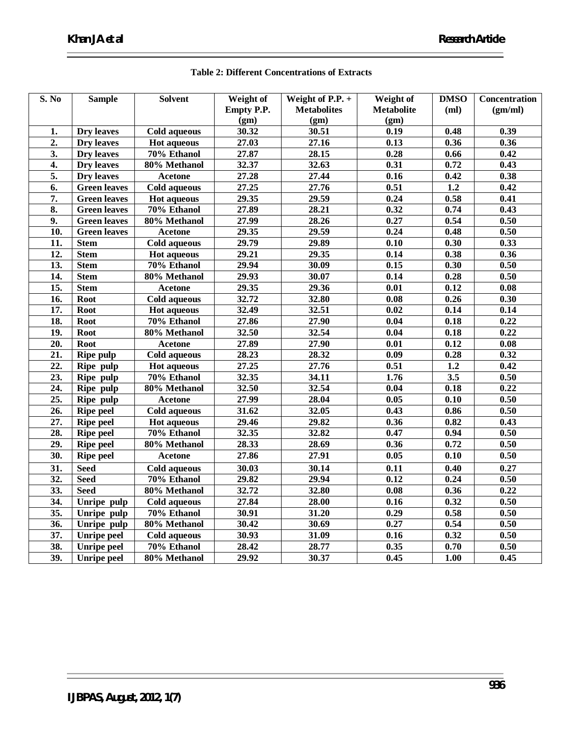**Table 2: Different Concentrations of Extracts**

| S. No | Sample | Solvent | Weight of Empty P.P. (gm) | Weight of P.P. + Metabolites (gm) | Weight of Metabolite (gm) | DMSO (ml) | Concentration (gm/ml) |
|---|---|---|---|---|---|---|---|
| 1. | Dry leaves | Cold aqueous | 30.32 | 30.51 | 0.19 | 0.48 | 0.39 |
| 2. | Dry leaves | Hot aqueous | 27.03 | 27.16 | 0.13 | 0.36 | 0.36 |
| 3. | Dry leaves | 70% Ethanol | 27.87 | 28.15 | 0.28 | 0.66 | 0.42 |
| 4. | Dry leaves | 80% Methanol | 32.37 | 32.63 | 0.31 | 0.72 | 0.43 |
| 5. | Dry leaves | Acetone | 27.28 | 27.44 | 0.16 | 0.42 | 0.38 |
| 6. | Green leaves | Cold aqueous | 27.25 | 27.76 | 0.51 | 1.2 | 0.42 |
| 7. | Green leaves | Hot aqueous | 29.35 | 29.59 | 0.24 | 0.58 | 0.41 |
| 8. | Green leaves | 70% Ethanol | 27.89 | 28.21 | 0.32 | 0.74 | 0.43 |
| 9. | Green leaves | 80% Methanol | 27.99 | 28.26 | 0.27 | 0.54 | 0.50 |
| 10. | Green leaves | Acetone | 29.35 | 29.59 | 0.24 | 0.48 | 0.50 |
| 11. | Stem | Cold aqueous | 29.79 | 29.89 | 0.10 | 0.30 | 0.33 |
| 12. | Stem | Hot aqueous | 29.21 | 29.35 | 0.14 | 0.38 | 0.36 |
| 13. | Stem | 70% Ethanol | 29.94 | 30.09 | 0.15 | 0.30 | 0.50 |
| 14. | Stem | 80% Methanol | 29.93 | 30.07 | 0.14 | 0.28 | 0.50 |
| 15. | Stem | Acetone | 29.35 | 29.36 | 0.01 | 0.12 | 0.08 |
| 16. | Root | Cold aqueous | 32.72 | 32.80 | 0.08 | 0.26 | 0.30 |
| 17. | Root | Hot aqueous | 32.49 | 32.51 | 0.02 | 0.14 | 0.14 |
| 18. | Root | 70% Ethanol | 27.86 | 27.90 | 0.04 | 0.18 | 0.22 |
| 19. | Root | 80% Methanol | 32.50 | 32.54 | 0.04 | 0.18 | 0.22 |
| 20. | Root | Acetone | 27.89 | 27.90 | 0.01 | 0.12 | 0.08 |
| 21. | Ripe pulp | Cold aqueous | 28.23 | 28.32 | 0.09 | 0.28 | 0.32 |
| 22. | Ripe pulp | Hot aqueous | 27.25 | 27.76 | 0.51 | 1.2 | 0.42 |
| 23. | Ripe pulp | 70% Ethanol | 32.35 | 34.11 | 1.76 | 3.5 | 0.50 |
| 24. | Ripe pulp | 80% Methanol | 32.50 | 32.54 | 0.04 | 0.18 | 0.22 |
| 25. | Ripe pulp | Acetone | 27.99 | 28.04 | 0.05 | 0.10 | 0.50 |
| 26. | Ripe peel | Cold aqueous | 31.62 | 32.05 | 0.43 | 0.86 | 0.50 |
| 27. | Ripe peel | Hot aqueous | 29.46 | 29.82 | 0.36 | 0.82 | 0.43 |
| 28. | Ripe peel | 70% Ethanol | 32.35 | 32.82 | 0.47 | 0.94 | 0.50 |
| 29. | Ripe peel | 80% Methanol | 28.33 | 28.69 | 0.36 | 0.72 | 0.50 |
| 30. | Ripe peel | Acetone | 27.86 | 27.91 | 0.05 | 0.10 | 0.50 |
| 31. | Seed | Cold aqueous | 30.03 | 30.14 | 0.11 | 0.40 | 0.27 |
| 32. | Seed | 70% Ethanol | 29.82 | 29.94 | 0.12 | 0.24 | 0.50 |
| 33. | Seed | 80% Methanol | 32.72 | 32.80 | 0.08 | 0.36 | 0.22 |
| 34. | Unripe pulp | Cold aqueous | 27.84 | 28.00 | 0.16 | 0.32 | 0.50 |
| 35. | Unripe pulp | 70% Ethanol | 30.91 | 31.20 | 0.29 | 0.58 | 0.50 |
| 36. | Unripe pulp | 80% Methanol | 30.42 | 30.69 | 0.27 | 0.54 | 0.50 |
| 37. | Unripe peel | Cold aqueous | 30.93 | 31.09 | 0.16 | 0.32 | 0.50 |
| 38. | Unripe peel | 70% Ethanol | 28.42 | 28.77 | 0.35 | 0.70 | 0.50 |
| 39. | Unripe peel | 80% Methanol | 29.92 | 30.37 | 0.45 | 1.00 | 0.45 |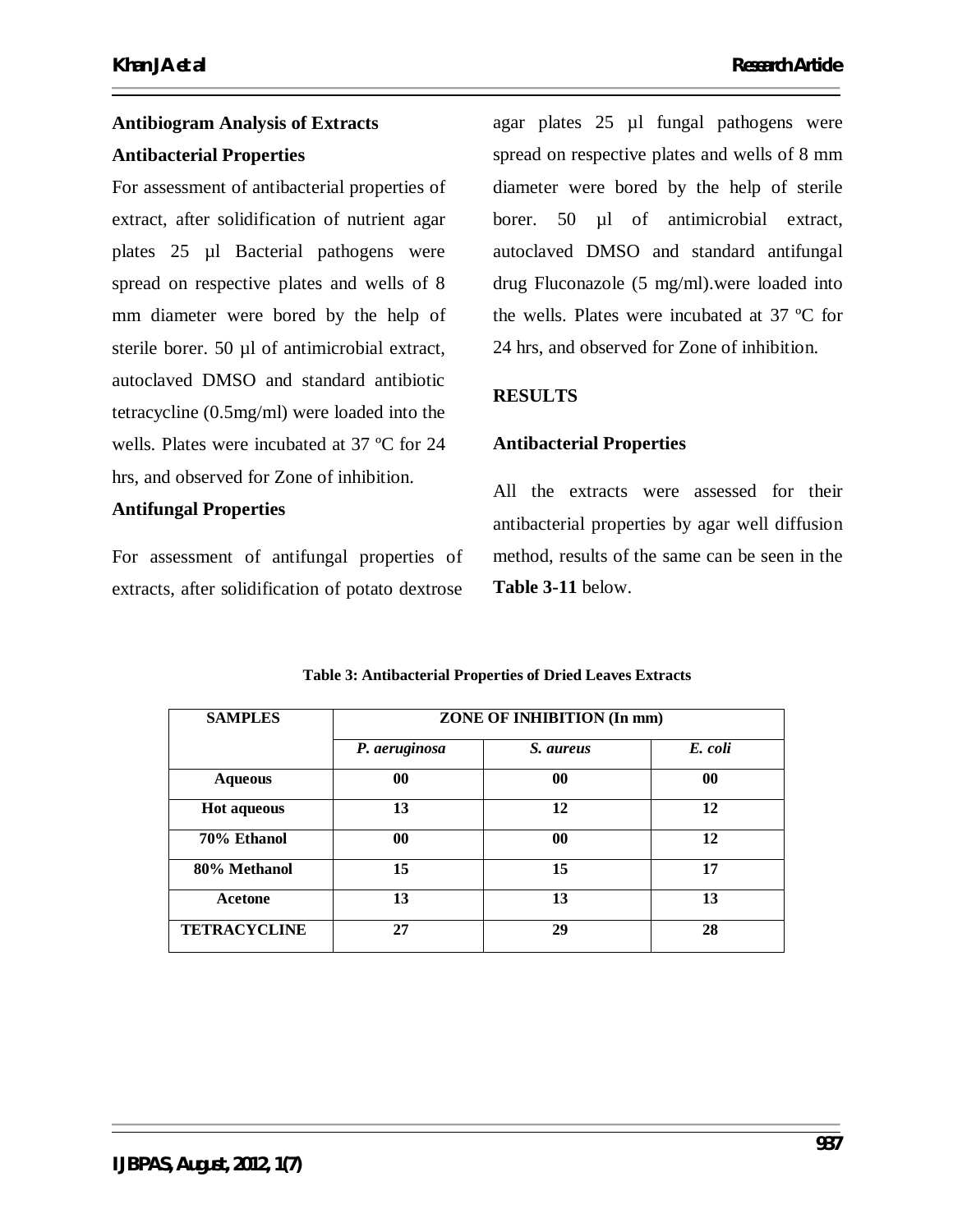### Antibiogram Analysis of Extracts

### Antibacterial Properties

For assessment of antibacterial properties of extract, after solidification of nutrient agar plates 25 µl Bacterial pathogens were spread on respective plates and wells of 8 mm diameter were bored by the help of sterile borer. 50 µl of antimicrobial extract, autoclaved DMSO and standard antibiotic tetracycline (0.5mg/ml) were loaded into the wells. Plates were incubated at 37 ºC for 24 hrs, and observed for Zone of inhibition.

### Antifungal Properties

For assessment of antifungal properties of extracts, after solidification of potato dextrose agar plates 25 µl fungal pathogens were spread on respective plates and wells of 8 mm diameter were bored by the help of sterile borer. 50 µl of antimicrobial extract, autoclaved DMSO and standard antifungal drug Fluconazole (5 mg/ml).were loaded into the wells. Plates were incubated at 37 ºC for 24 hrs, and observed for Zone of inhibition.

## RESULTS

### Antibacterial Properties

All the extracts were assessed for their antibacterial properties by agar well diffusion method, results of the same can be seen in the **Table 3-11** below.

**Table 3: Antibacterial Properties of Dried Leaves Extracts**

| SAMPLES | ZONE OF INHIBITION (In mm) | | |
|---|---|---|---|
| | *P. aeruginosa* | *S. aureus* | *E. coli* |
| Aqueous | 00 | 00 | 00 |
| Hot aqueous | 13 | 12 | 12 |
| 70% Ethanol | 00 | 00 | 12 |
| 80% Methanol | 15 | 15 | 17 |
| Acetone | 13 | 13 | 13 |
| TETRACYCLINE | 27 | 29 | 28 |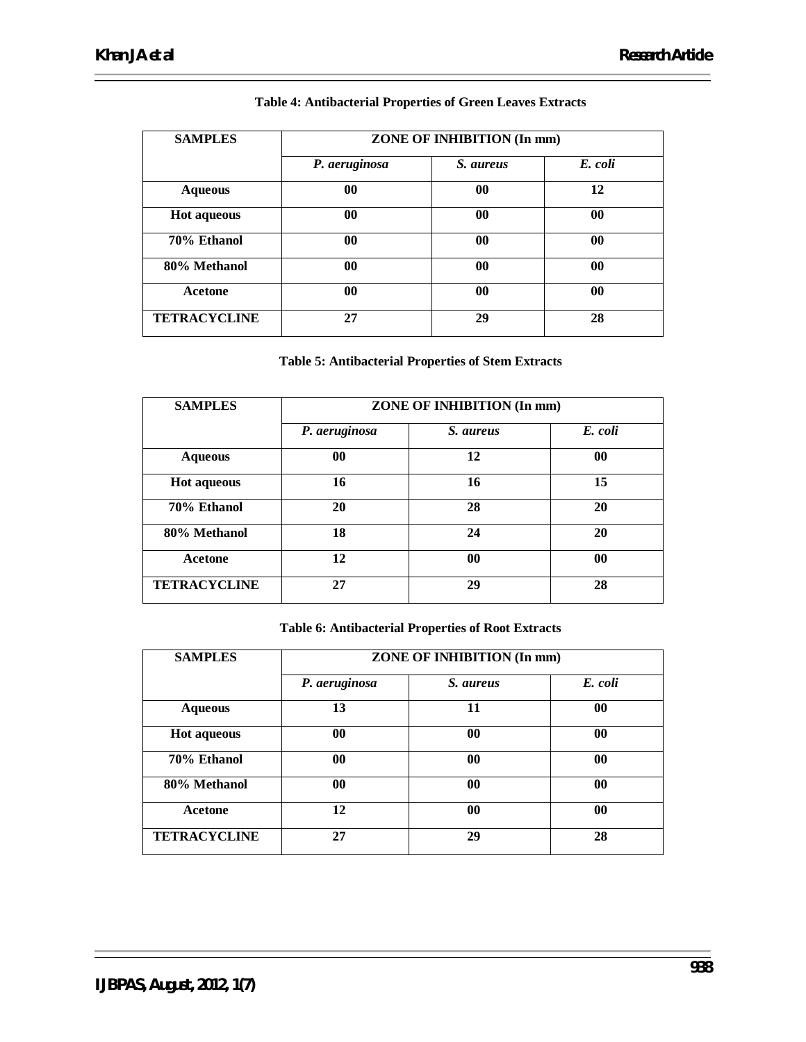**Table 4: Antibacterial Properties of Green Leaves Extracts**

| SAMPLES | ZONE OF INHIBITION (In mm) | | |
|---|---|---|---|
| | *P. aeruginosa* | *S. aureus* | *E. coli* |
| **Aqueous** | **00** | **00** | **12** |
| **Hot aqueous** | **00** | **00** | **00** |
| **70% Ethanol** | **00** | **00** | **00** |
| **80% Methanol** | **00** | **00** | **00** |
| **Acetone** | **00** | **00** | **00** |
| **TETRACYCLINE** | **27** | **29** | **28** |

**Table 5: Antibacterial Properties of Stem Extracts**

| SAMPLES | ZONE OF INHIBITION (In mm) | | |
|---|---|---|---|
| | *P. aeruginosa* | *S. aureus* | *E. coli* |
| **Aqueous** | **00** | **12** | **00** |
| **Hot aqueous** | **16** | **16** | **15** |
| **70% Ethanol** | **20** | **28** | **20** |
| **80% Methanol** | **18** | **24** | **20** |
| **Acetone** | **12** | **00** | **00** |
| **TETRACYCLINE** | **27** | **29** | **28** |

**Table 6: Antibacterial Properties of Root Extracts**

| SAMPLES | ZONE OF INHIBITION (In mm) | | |
|---|---|---|---|
| | *P. aeruginosa* | *S. aureus* | *E. coli* |
| **Aqueous** | **13** | **11** | **00** |
| **Hot aqueous** | **00** | **00** | **00** |
| **70% Ethanol** | **00** | **00** | **00** |
| **80% Methanol** | **00** | **00** | **00** |
| **Acetone** | **12** | **00** | **00** |
| **TETRACYCLINE** | **27** | **29** | **28** |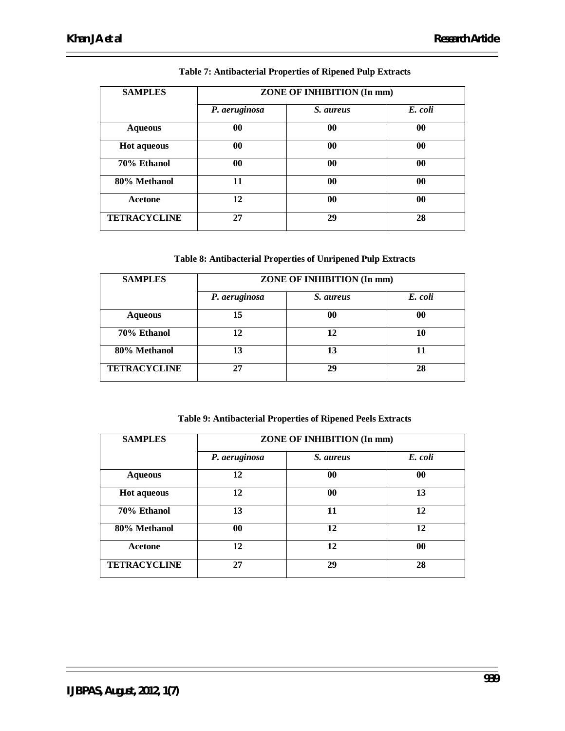**Table 7: Antibacterial Properties of Ripened Pulp Extracts**

| SAMPLES | ZONE OF INHIBITION (In mm) | | |
|---|---|---|---|
| | *P. aeruginosa* | *S. aureus* | *E. coli* |
| **Aqueous** | **00** | **00** | **00** |
| **Hot aqueous** | **00** | **00** | **00** |
| **70% Ethanol** | **00** | **00** | **00** |
| **80% Methanol** | **11** | **00** | **00** |
| **Acetone** | **12** | **00** | **00** |
| **TETRACYCLINE** | **27** | **29** | **28** |

**Table 8: Antibacterial Properties of Unripened Pulp Extracts**

| SAMPLES | ZONE OF INHIBITION (In mm) | | |
|---|---|---|---|
| | *P. aeruginosa* | *S. aureus* | *E. coli* |
| **Aqueous** | **15** | **00** | **00** |
| **70% Ethanol** | **12** | **12** | **10** |
| **80% Methanol** | **13** | **13** | **11** |
| **TETRACYCLINE** | **27** | **29** | **28** |

**Table 9: Antibacterial Properties of Ripened Peels Extracts**

| SAMPLES | ZONE OF INHIBITION (In mm) | | |
|---|---|---|---|
| | *P. aeruginosa* | *S. aureus* | *E. coli* |
| **Aqueous** | **12** | **00** | **00** |
| **Hot aqueous** | **12** | **00** | **13** |
| **70% Ethanol** | **13** | **11** | **12** |
| **80% Methanol** | **00** | **12** | **12** |
| **Acetone** | **12** | **12** | **00** |
| **TETRACYCLINE** | **27** | **29** | **28** |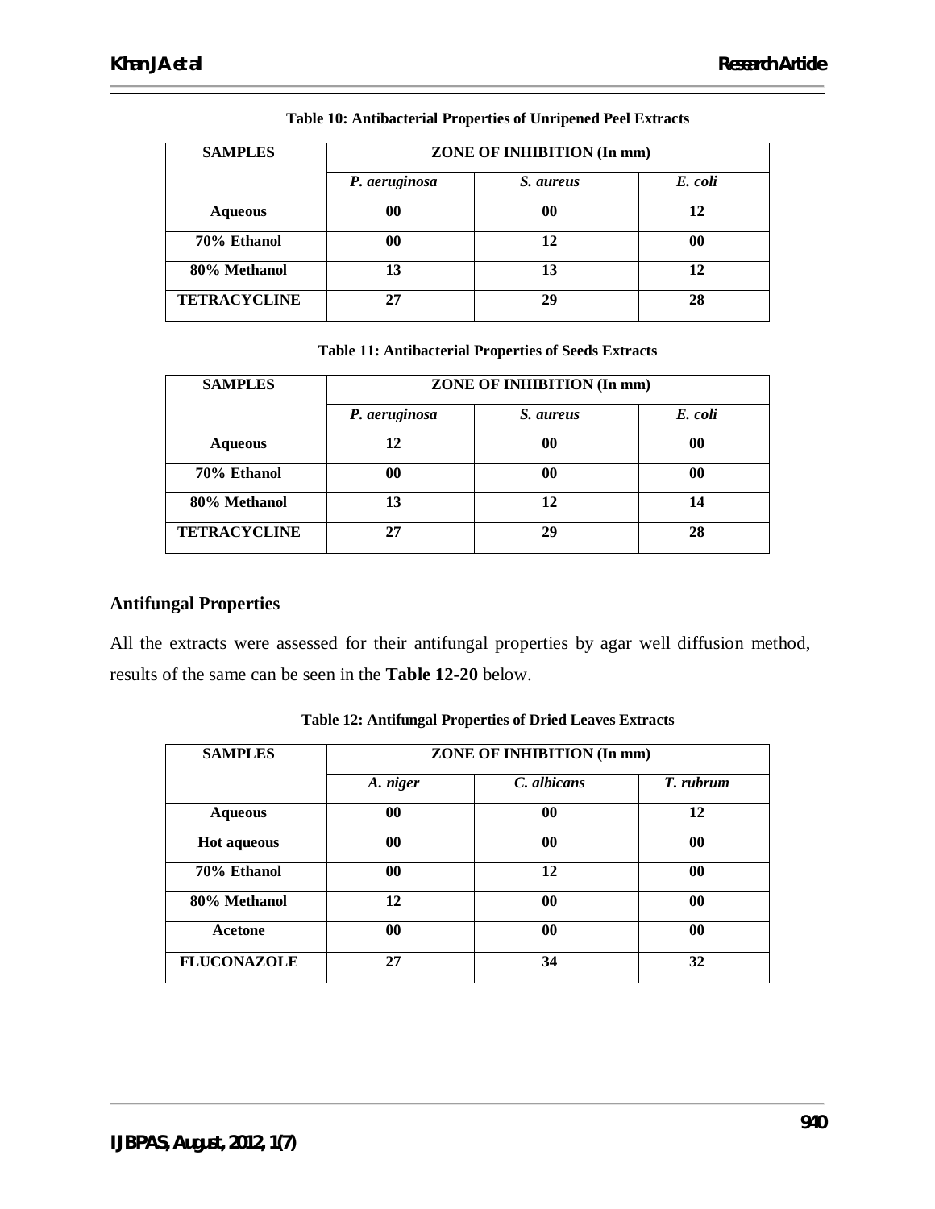**Table 10: Antibacterial Properties of Unripened Peel Extracts**

| SAMPLES | ZONE OF INHIBITION (In mm) | | |
|---|---|---|---|
| | *P. aeruginosa* | *S. aureus* | *E. coli* |
| **Aqueous** | **00** | **00** | **12** |
| **70% Ethanol** | **00** | **12** | **00** |
| **80% Methanol** | **13** | **13** | **12** |
| **TETRACYCLINE** | **27** | **29** | **28** |

**Table 11: Antibacterial Properties of Seeds Extracts**

| SAMPLES | ZONE OF INHIBITION (In mm) | | |
|---|---|---|---|
| | *P. aeruginosa* | *S. aureus* | *E. coli* |
| **Aqueous** | **12** | **00** | **00** |
| **70% Ethanol** | **00** | **00** | **00** |
| **80% Methanol** | **13** | **12** | **14** |
| **TETRACYCLINE** | **27** | **29** | **28** |

## Antifungal Properties

All the extracts were assessed for their antifungal properties by agar well diffusion method, results of the same can be seen in the **Table 12-20** below.

**Table 12: Antifungal Properties of Dried Leaves Extracts**

| SAMPLES | ZONE OF INHIBITION (In mm) | | |
|---|---|---|---|
| | *A. niger* | *C. albicans* | *T. rubrum* |
| **Aqueous** | **00** | **00** | **12** |
| **Hot aqueous** | **00** | **00** | **00** |
| **70% Ethanol** | **00** | **12** | **00** |
| **80% Methanol** | **12** | **00** | **00** |
| **Acetone** | **00** | **00** | **00** |
| **FLUCONAZOLE** | **27** | **34** | **32** |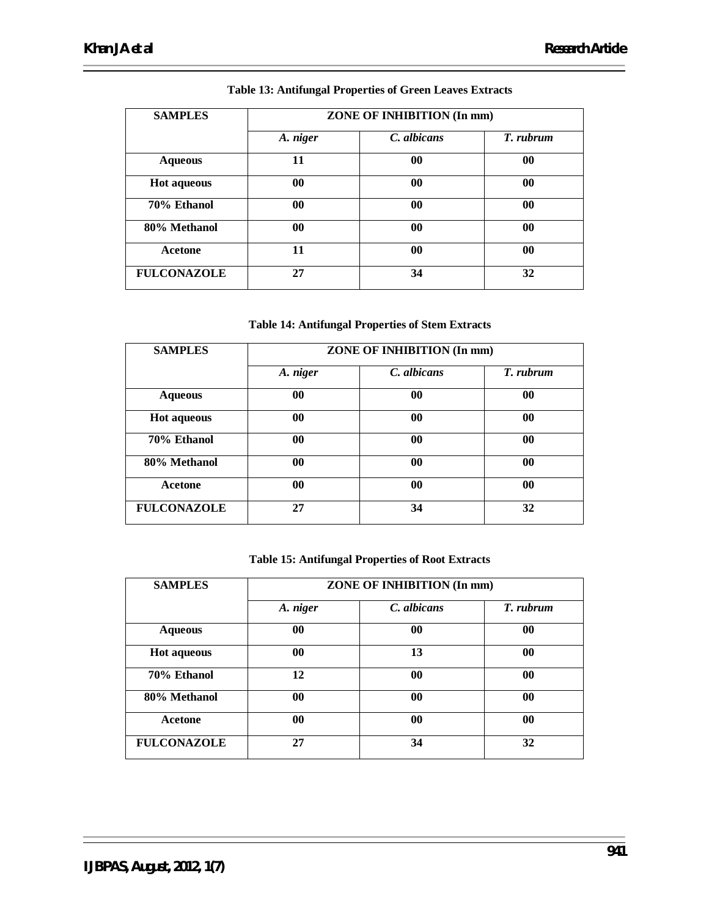**Table 13: Antifungal Properties of Green Leaves Extracts**

| SAMPLES | ZONE OF INHIBITION (In mm) | | |
|---|---|---|---|
| | *A. niger* | *C. albicans* | *T. rubrum* |
| **Aqueous** | **11** | **00** | **00** |
| **Hot aqueous** | **00** | **00** | **00** |
| **70% Ethanol** | **00** | **00** | **00** |
| **80% Methanol** | **00** | **00** | **00** |
| **Acetone** | **11** | **00** | **00** |
| **FULCONAZOLE** | **27** | **34** | **32** |

**Table 14: Antifungal Properties of Stem Extracts**

| SAMPLES | ZONE OF INHIBITION (In mm) | | |
|---|---|---|---|
| | *A. niger* | *C. albicans* | *T. rubrum* |
| **Aqueous** | **00** | **00** | **00** |
| **Hot aqueous** | **00** | **00** | **00** |
| **70% Ethanol** | **00** | **00** | **00** |
| **80% Methanol** | **00** | **00** | **00** |
| **Acetone** | **00** | **00** | **00** |
| **FULCONAZOLE** | **27** | **34** | **32** |

**Table 15: Antifungal Properties of Root Extracts**

| SAMPLES | ZONE OF INHIBITION (In mm) | | |
|---|---|---|---|
| | *A. niger* | *C. albicans* | *T. rubrum* |
| **Aqueous** | **00** | **00** | **00** |
| **Hot aqueous** | **00** | **13** | **00** |
| **70% Ethanol** | **12** | **00** | **00** |
| **80% Methanol** | **00** | **00** | **00** |
| **Acetone** | **00** | **00** | **00** |
| **FULCONAZOLE** | **27** | **34** | **32** |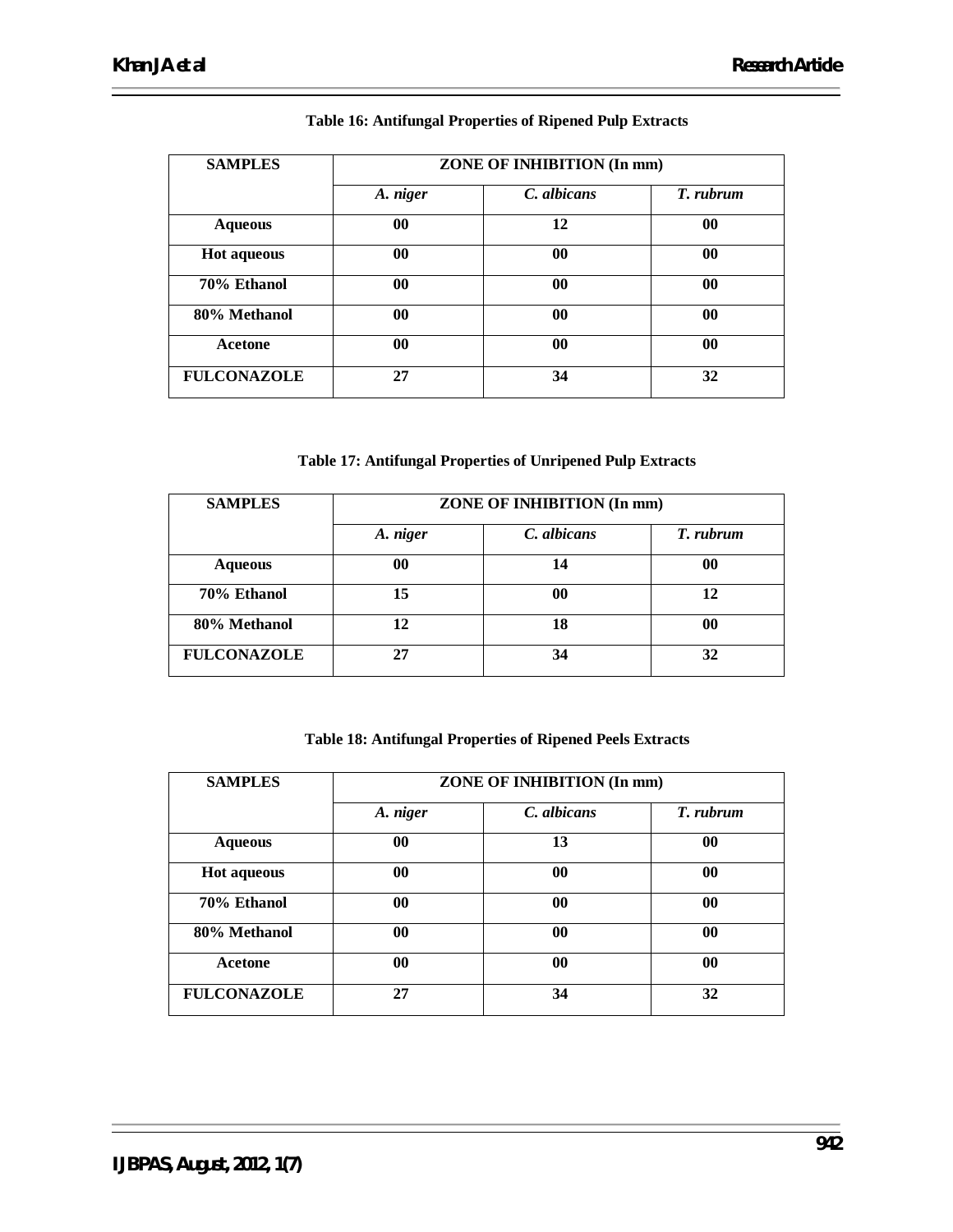**Table 16: Antifungal Properties of Ripened Pulp Extracts**

| SAMPLES | ZONE OF INHIBITION (In mm) | | |
|---|---|---|---|
| | *A. niger* | *C. albicans* | *T. rubrum* |
| **Aqueous** | **00** | **12** | **00** |
| **Hot aqueous** | **00** | **00** | **00** |
| **70% Ethanol** | **00** | **00** | **00** |
| **80% Methanol** | **00** | **00** | **00** |
| **Acetone** | **00** | **00** | **00** |
| **FULCONAZOLE** | **27** | **34** | **32** |

**Table 17: Antifungal Properties of Unripened Pulp Extracts**

| SAMPLES | ZONE OF INHIBITION (In mm) | | |
|---|---|---|---|
| | *A. niger* | *C. albicans* | *T. rubrum* |
| **Aqueous** | **00** | **14** | **00** |
| **70% Ethanol** | **15** | **00** | **12** |
| **80% Methanol** | **12** | **18** | **00** |
| **FULCONAZOLE** | **27** | **34** | **32** |

**Table 18: Antifungal Properties of Ripened Peels Extracts**

| SAMPLES | ZONE OF INHIBITION (In mm) | | |
|---|---|---|---|
| | *A. niger* | *C. albicans* | *T. rubrum* |
| **Aqueous** | **00** | **13** | **00** |
| **Hot aqueous** | **00** | **00** | **00** |
| **70% Ethanol** | **00** | **00** | **00** |
| **80% Methanol** | **00** | **00** | **00** |
| **Acetone** | **00** | **00** | **00** |
| **FULCONAZOLE** | **27** | **34** | **32** |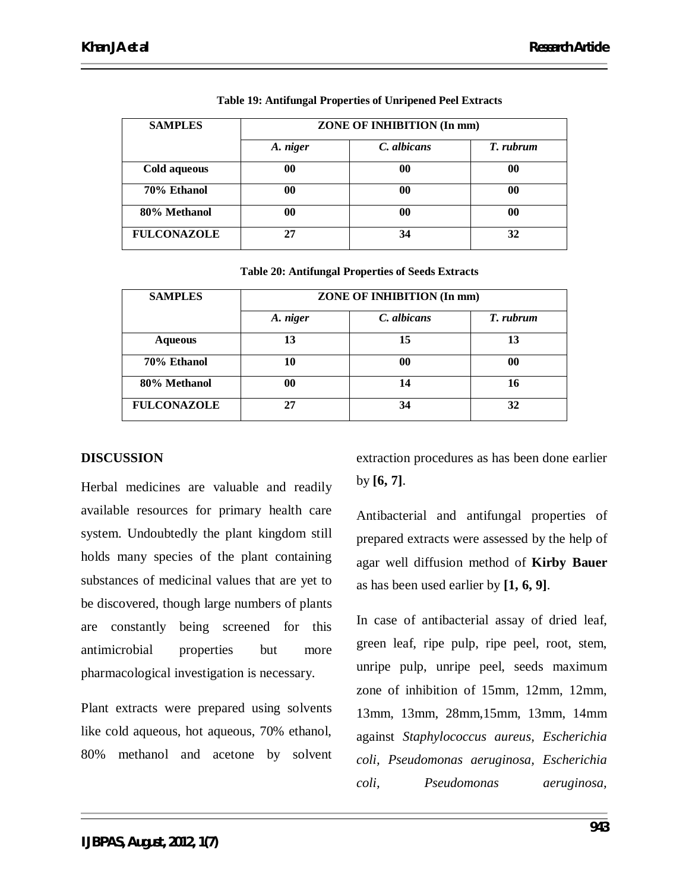**Table 19: Antifungal Properties of Unripened Peel Extracts**

| SAMPLES | ZONE OF INHIBITION (In mm) | | |
|---|---|---|---|
| | *A. niger* | *C. albicans* | *T. rubrum* |
| Cold aqueous | 00 | 00 | 00 |
| 70% Ethanol | 00 | 00 | 00 |
| 80% Methanol | 00 | 00 | 00 |
| FULCONAZOLE | 27 | 34 | 32 |

**Table 20: Antifungal Properties of Seeds Extracts**

| SAMPLES | ZONE OF INHIBITION (In mm) | | |
|---|---|---|---|
| | *A. niger* | *C. albicans* | *T. rubrum* |
| Aqueous | 13 | 15 | 13 |
| 70% Ethanol | 10 | 00 | 00 |
| 80% Methanol | 00 | 14 | 16 |
| FULCONAZOLE | 27 | 34 | 32 |

## DISCUSSION

Herbal medicines are valuable and readily available resources for primary health care system. Undoubtedly the plant kingdom still holds many species of the plant containing substances of medicinal values that are yet to be discovered, though large numbers of plants are constantly being screened for this antimicrobial properties but more pharmacological investigation is necessary.

Plant extracts were prepared using solvents like cold aqueous, hot aqueous, 70% ethanol, 80% methanol and acetone by solvent extraction procedures as has been done earlier by **[6, 7]**.

Antibacterial and antifungal properties of prepared extracts were assessed by the help of agar well diffusion method of **Kirby Bauer** as has been used earlier by **[1, 6, 9]**.

In case of antibacterial assay of dried leaf, green leaf, ripe pulp, ripe peel, root, stem, unripe pulp, unripe peel, seeds maximum zone of inhibition of 15mm, 12mm, 12mm, 13mm, 13mm, 28mm,15mm, 13mm, 14mm against *Staphylococcus aureus*, *Escherichia coli*, *Pseudomonas aeruginosa*, *Escherichia coli*, *Pseudomonas aeruginosa*,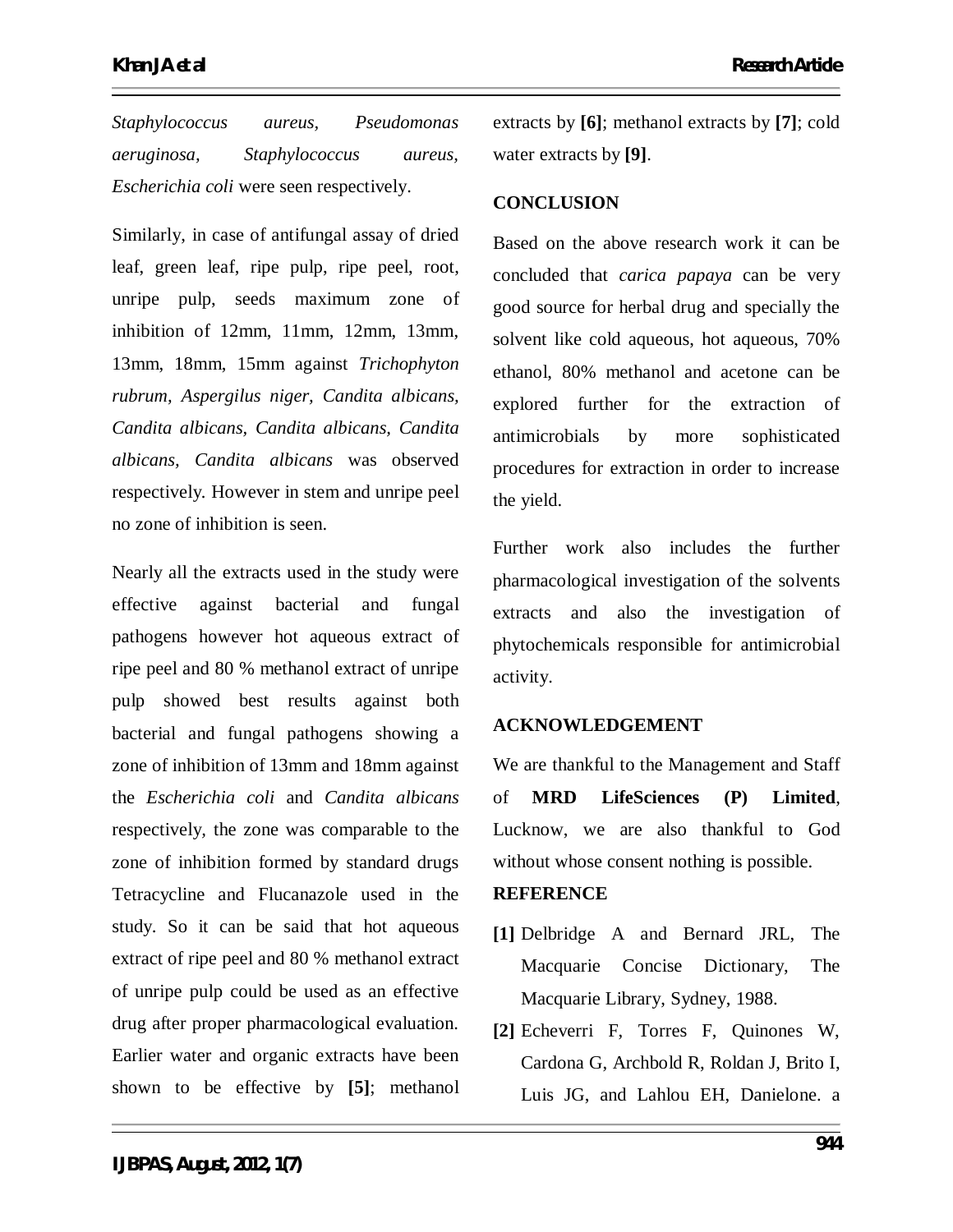*Staphylococcus aureus, Pseudomonas aeruginosa, Staphylococcus aureus, Escherichia coli* were seen respectively.

Similarly, in case of antifungal assay of dried leaf, green leaf, ripe pulp, ripe peel, root, unripe pulp, seeds maximum zone of inhibition of 12mm, 11mm, 12mm, 13mm, 13mm, 18mm, 15mm against *Trichophyton rubrum, Aspergilus niger, Candita albicans, Candita albicans, Candita albicans, Candita albicans, Candita albicans* was observed respectively. However in stem and unripe peel no zone of inhibition is seen.

Nearly all the extracts used in the study were effective against bacterial and fungal pathogens however hot aqueous extract of ripe peel and 80 % methanol extract of unripe pulp showed best results against both bacterial and fungal pathogens showing a zone of inhibition of 13mm and 18mm against the *Escherichia coli* and *Candita albicans* respectively, the zone was comparable to the zone of inhibition formed by standard drugs Tetracycline and Flucanazole used in the study. So it can be said that hot aqueous extract of ripe peel and 80 % methanol extract of unripe pulp could be used as an effective drug after proper pharmacological evaluation. Earlier water and organic extracts have been shown to be effective by **[5]**; methanol extracts by **[6]**; methanol extracts by **[7]**; cold water extracts by **[9]**.

## CONCLUSION

Based on the above research work it can be concluded that *carica papaya* can be very good source for herbal drug and specially the solvent like cold aqueous, hot aqueous, 70% ethanol, 80% methanol and acetone can be explored further for the extraction of antimicrobials by more sophisticated procedures for extraction in order to increase the yield.

Further work also includes the further pharmacological investigation of the solvents extracts and also the investigation of phytochemicals responsible for antimicrobial activity.

## ACKNOWLEDGEMENT

We are thankful to the Management and Staff of **MRD LifeSciences (P) Limited**, Lucknow, we are also thankful to God without whose consent nothing is possible.

## REFERENCE

**[1]** Delbridge A and Bernard JRL, The Macquarie Concise Dictionary, The Macquarie Library, Sydney, 1988.

**[2]** Echeverri F, Torres F, Quinones W, Cardona G, Archbold R, Roldan J, Brito I, Luis JG, and Lahlou EH, Danielone. a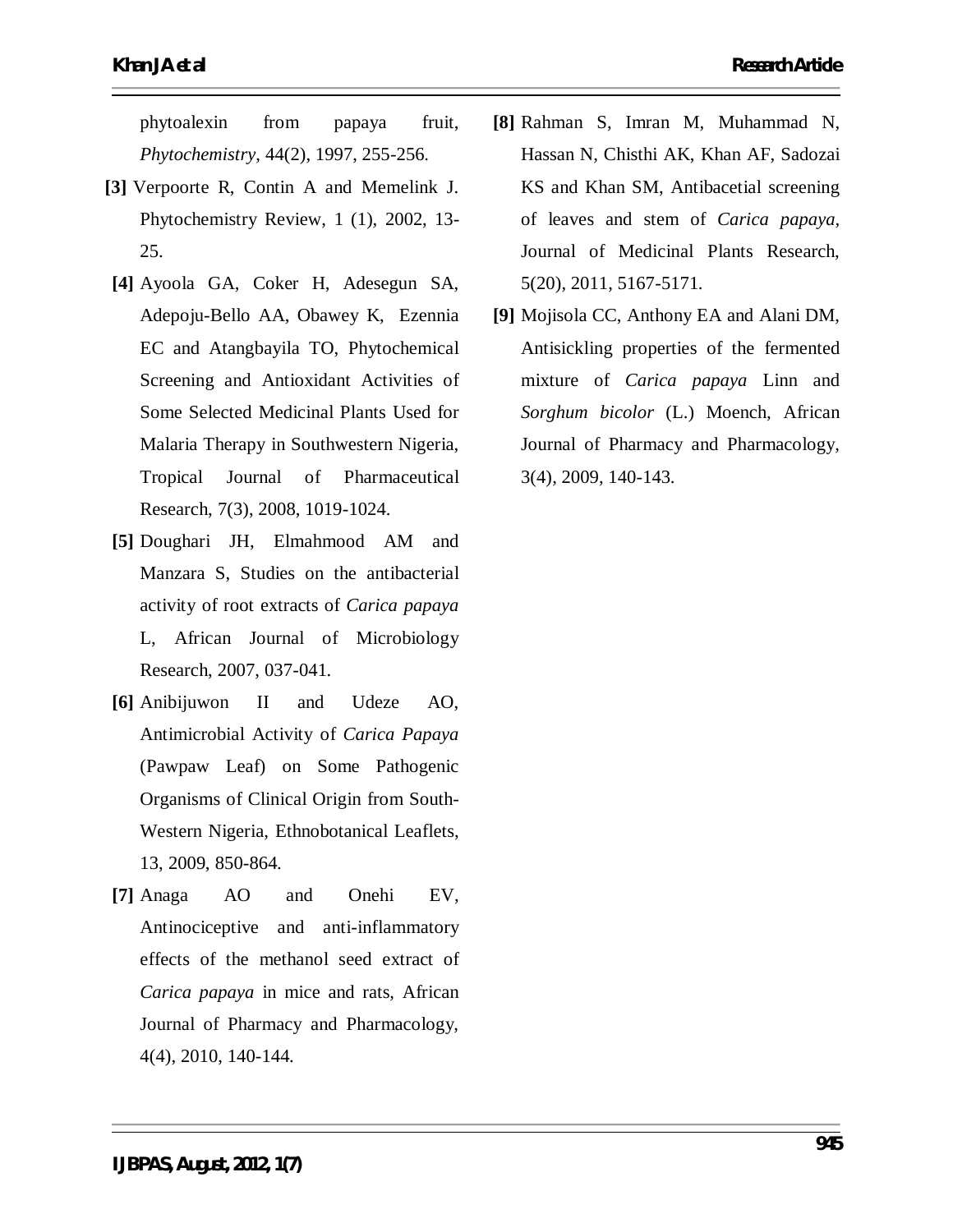phytoalexin from papaya fruit, *Phytochemistry*, 44(2), 1997, 255-256.

**[3]** Verpoorte R, Contin A and Memelink J. Phytochemistry Review, 1 (1), 2002, 13-25.

**[4]** Ayoola GA, Coker H, Adesegun SA, Adepoju-Bello AA, Obawey K, Ezennia EC and Atangbayila TO, Phytochemical Screening and Antioxidant Activities of Some Selected Medicinal Plants Used for Malaria Therapy in Southwestern Nigeria, Tropical Journal of Pharmaceutical Research, 7(3), 2008, 1019-1024.

**[5]** Doughari JH, Elmahmood AM and Manzara S, Studies on the antibacterial activity of root extracts of *Carica papaya* L, African Journal of Microbiology Research, 2007, 037-041.

**[6]** Anibijuwon II and Udeze AO, Antimicrobial Activity of *Carica Papaya* (Pawpaw Leaf) on Some Pathogenic Organisms of Clinical Origin from South-Western Nigeria, Ethnobotanical Leaflets, 13, 2009, 850-864.

**[7]** Anaga AO and Onehi EV, Antinociceptive and anti-inflammatory effects of the methanol seed extract of *Carica papaya* in mice and rats, African Journal of Pharmacy and Pharmacology, 4(4), 2010, 140-144.

**[8]** Rahman S, Imran M, Muhammad N, Hassan N, Chisthi AK, Khan AF, Sadozai KS and Khan SM, Antibacetial screening of leaves and stem of *Carica papaya,* Journal of Medicinal Plants Research, 5(20), 2011, 5167-5171.

**[9]** Mojisola CC, Anthony EA and Alani DM, Antisickling properties of the fermented mixture of *Carica papaya* Linn and *Sorghum bicolor* (L.) Moench, African Journal of Pharmacy and Pharmacology, 3(4), 2009, 140-143.